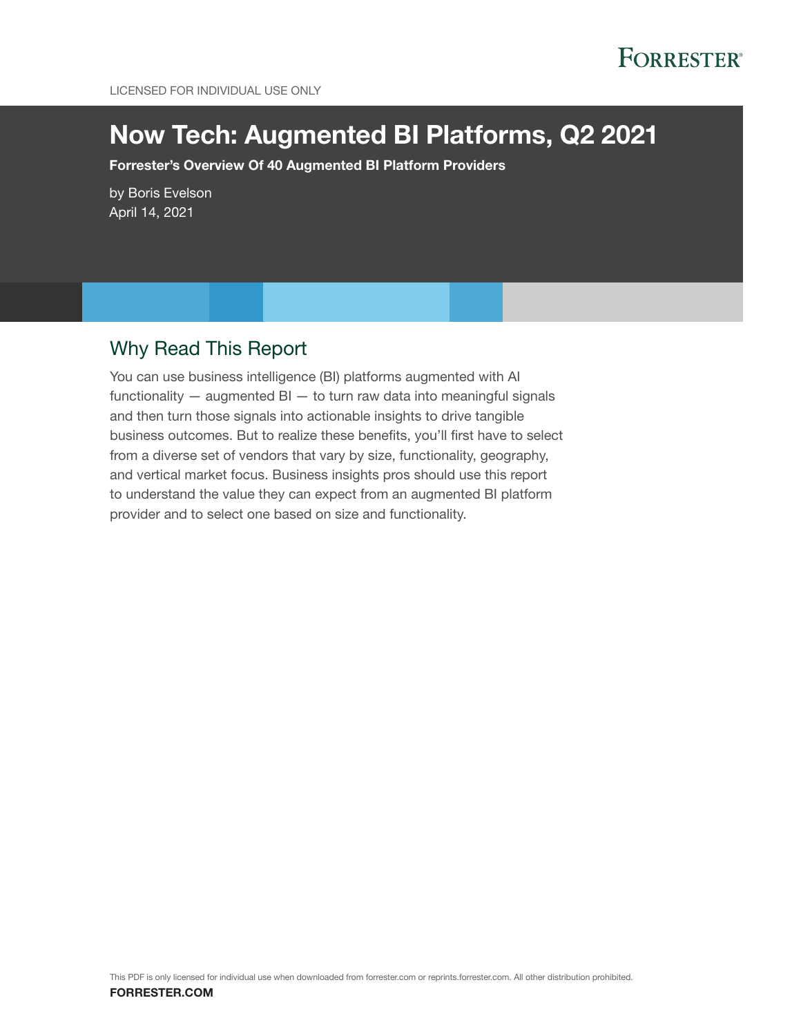LICENSED FOR INDIVIDUAL USE ONLY

# Now Tech: Augmented BI Platforms, Q2 2021

**Forrester's Overview Of 40 Augmented BI Platform Providers**

by Boris Evelson
April 14, 2021

## Why Read This Report

You can use business intelligence (BI) platforms augmented with AI functionality — augmented BI — to turn raw data into meaningful signals and then turn those signals into actionable insights to drive tangible business outcomes. But to realize these benefits, you'll first have to select from a diverse set of vendors that vary by size, functionality, geography, and vertical market focus. Business insights pros should use this report to understand the value they can expect from an augmented BI platform provider and to select one based on size and functionality.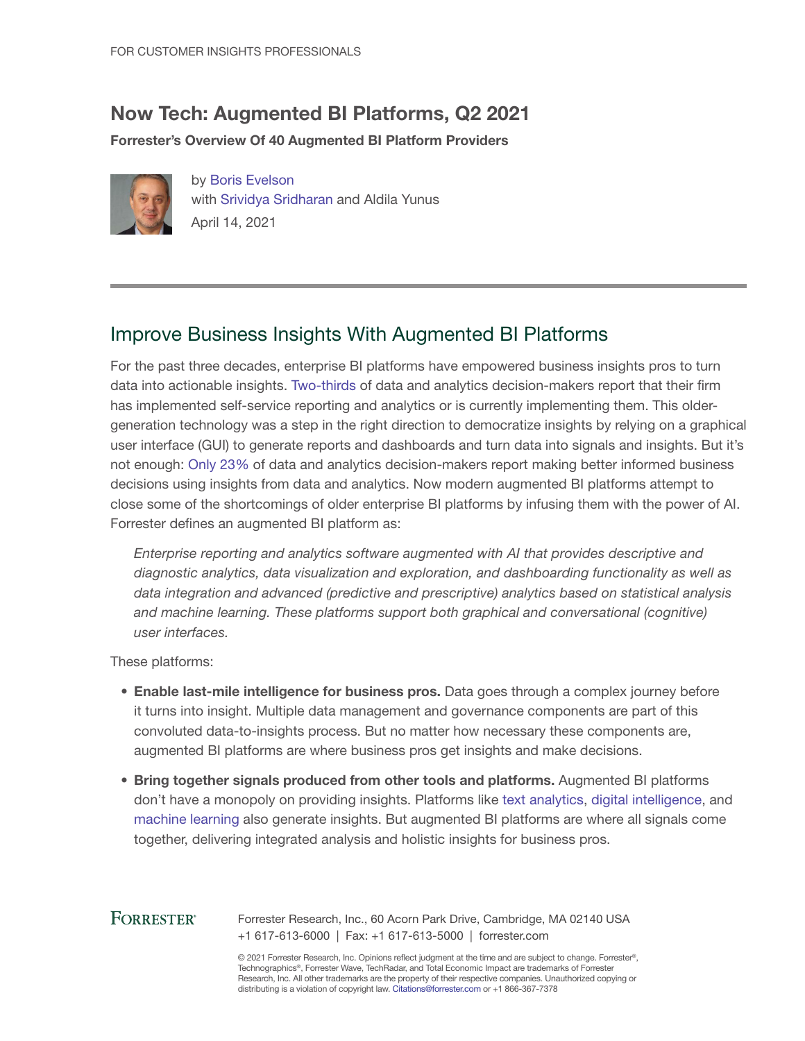FOR CUSTOMER INSIGHTS PROFESSIONALS

# Now Tech: Augmented BI Platforms, Q2 2021

**Forrester's Overview Of 40 Augmented BI Platform Providers**

by Boris Evelson
with Srividya Sridharan and Aldila Yunus
April 14, 2021

## Improve Business Insights With Augmented BI Platforms

For the past three decades, enterprise BI platforms have empowered business insights pros to turn data into actionable insights. Two-thirds of data and analytics decision-makers report that their firm has implemented self-service reporting and analytics or is currently implementing them. This older-generation technology was a step in the right direction to democratize insights by relying on a graphical user interface (GUI) to generate reports and dashboards and turn data into signals and insights. But it's not enough: Only 23% of data and analytics decision-makers report making better informed business decisions using insights from data and analytics. Now modern augmented BI platforms attempt to close some of the shortcomings of older enterprise BI platforms by infusing them with the power of AI. Forrester defines an augmented BI platform as:

> *Enterprise reporting and analytics software augmented with AI that provides descriptive and diagnostic analytics, data visualization and exploration, and dashboarding functionality as well as data integration and advanced (predictive and prescriptive) analytics based on statistical analysis and machine learning. These platforms support both graphical and conversational (cognitive) user interfaces.*

These platforms:

- **Enable last-mile intelligence for business pros.** Data goes through a complex journey before it turns into insight. Multiple data management and governance components are part of this convoluted data-to-insights process. But no matter how necessary these components are, augmented BI platforms are where business pros get insights and make decisions.
- **Bring together signals produced from other tools and platforms.** Augmented BI platforms don't have a monopoly on providing insights. Platforms like text analytics, digital intelligence, and machine learning also generate insights. But augmented BI platforms are where all signals come together, delivering integrated analysis and holistic insights for business pros.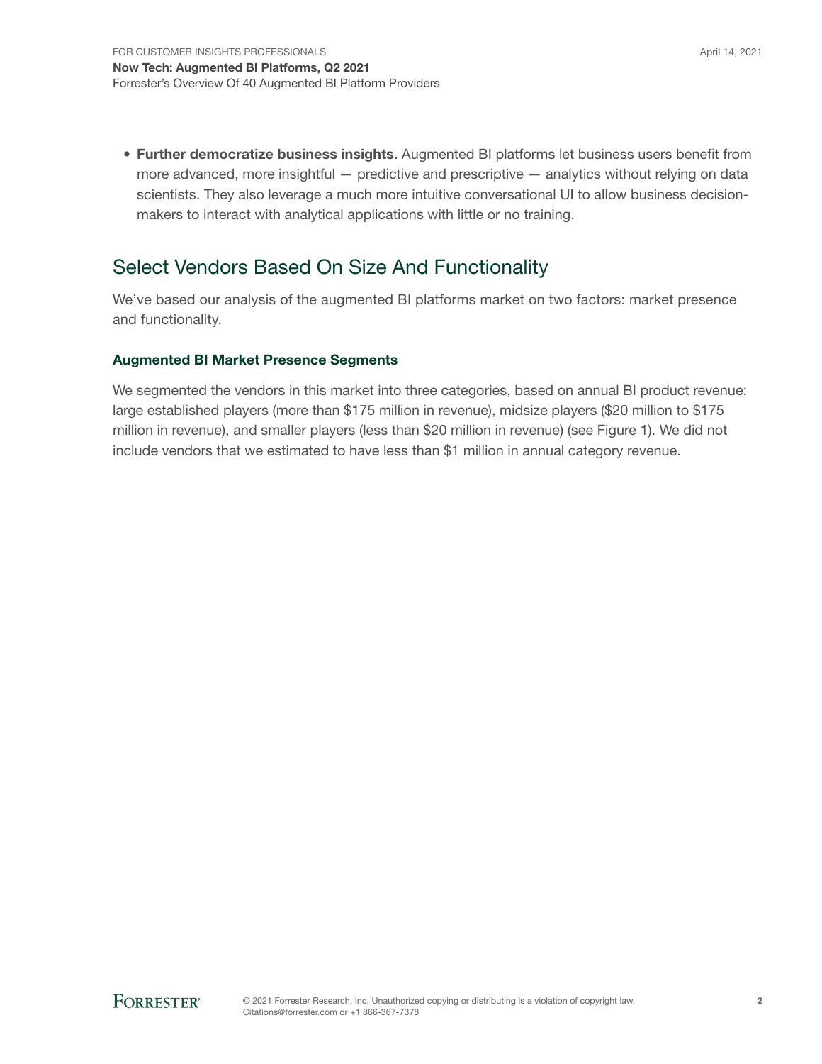- **Further democratize business insights.** Augmented BI platforms let business users benefit from more advanced, more insightful — predictive and prescriptive — analytics without relying on data scientists. They also leverage a much more intuitive conversational UI to allow business decision-makers to interact with analytical applications with little or no training.

## Select Vendors Based On Size And Functionality

We've based our analysis of the augmented BI platforms market on two factors: market presence and functionality.

### Augmented BI Market Presence Segments

We segmented the vendors in this market into three categories, based on annual BI product revenue: large established players (more than $175 million in revenue), midsize players ($20 million to $175 million in revenue), and smaller players (less than $20 million in revenue) (see Figure 1). We did not include vendors that we estimated to have less than $1 million in annual category revenue.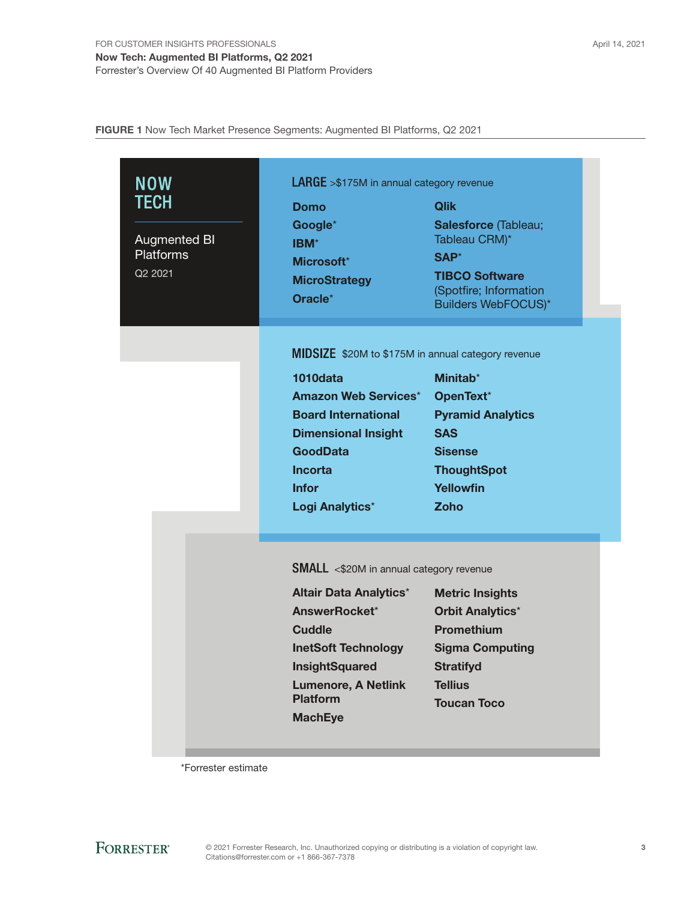**FIGURE 1** Now Tech Market Presence Segments: Augmented BI Platforms, Q2 2021

## NOW TECH

Augmented BI Platforms

Q2 2021

### LARGE >$175M in annual category revenue

- **Domo**
- **Google***
- **IBM***
- **Microsoft***
- **MicroStrategy**
- **Oracle***
- **Qlik**
- **Salesforce** (Tableau; Tableau CRM)*
- **SAP***
- **TIBCO Software** (Spotfire; Information Builders WebFOCUS)*

### MIDSIZE $20M to $175M in annual category revenue

- **1010data**
- **Amazon Web Services***
- **Board International**
- **Dimensional Insight**
- **GoodData**
- **Incorta**
- **Infor**
- **Logi Analytics***
- **Minitab***
- **OpenText***
- **Pyramid Analytics**
- **SAS**
- **Sisense**
- **ThoughtSpot**
- **Yellowfin**
- **Zoho**

### SMALL <$20M in annual category revenue

- **Altair Data Analytics***
- **AnswerRocket***
- **Cuddle**
- **InetSoft Technology**
- **InsightSquared**
- **Lumenore, A Netlink Platform**
- **MachEye**
- **Metric Insights**
- **Orbit Analytics***
- **Promethium**
- **Sigma Computing**
- **Stratifyd**
- **Tellius**
- **Toucan Toco**

*Forrester estimate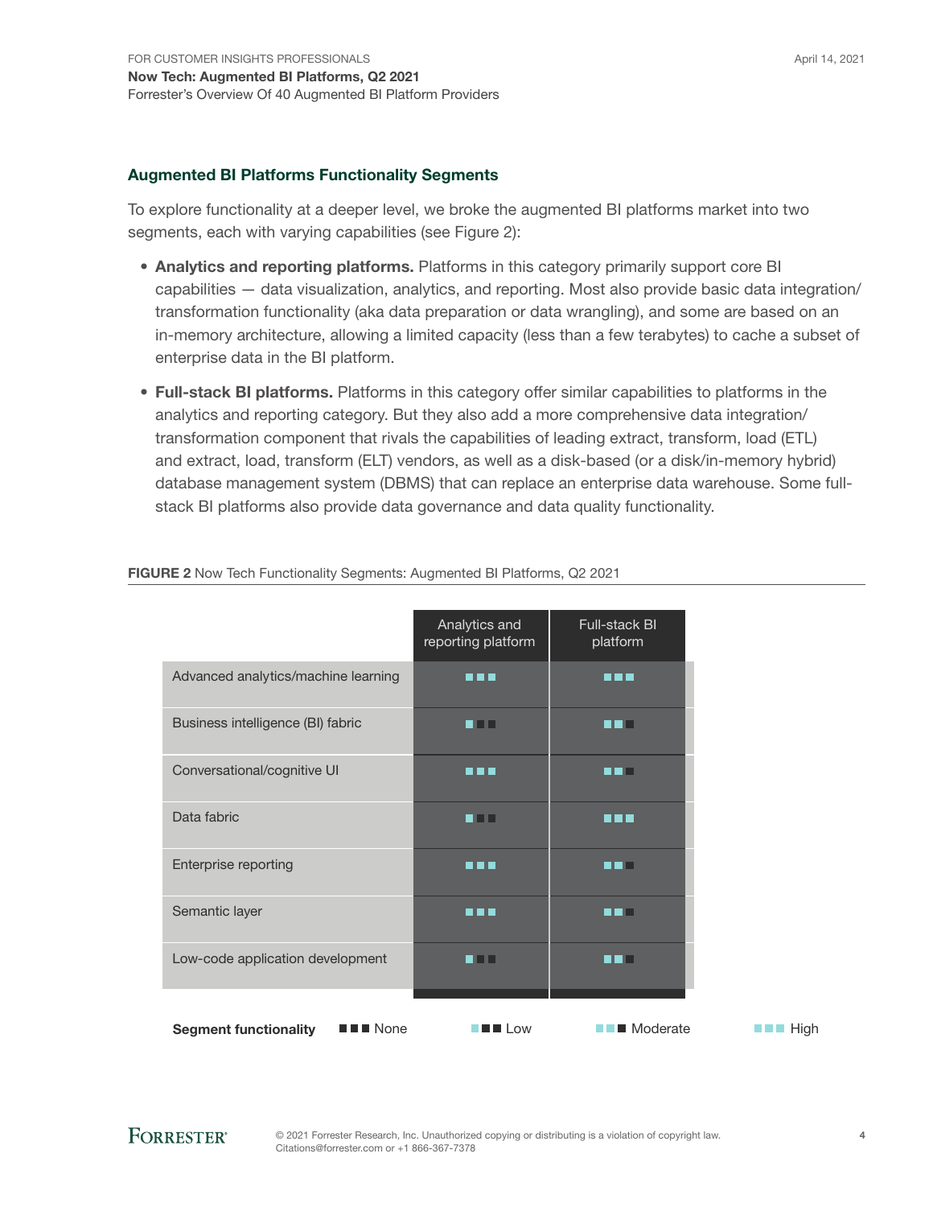## Augmented BI Platforms Functionality Segments

To explore functionality at a deeper level, we broke the augmented BI platforms market into two segments, each with varying capabilities (see Figure 2):

- **Analytics and reporting platforms.** Platforms in this category primarily support core BI capabilities — data visualization, analytics, and reporting. Most also provide basic data integration/transformation functionality (aka data preparation or data wrangling), and some are based on an in-memory architecture, allowing a limited capacity (less than a few terabytes) to cache a subset of enterprise data in the BI platform.
- **Full-stack BI platforms.** Platforms in this category offer similar capabilities to platforms in the analytics and reporting category. But they also add a more comprehensive data integration/transformation component that rivals the capabilities of leading extract, transform, load (ETL) and extract, load, transform (ELT) vendors, as well as a disk-based (or a disk/in-memory hybrid) database management system (DBMS) that can replace an enterprise data warehouse. Some full-stack BI platforms also provide data governance and data quality functionality.

**FIGURE 2** Now Tech Functionality Segments: Augmented BI Platforms, Q2 2021

| | Analytics and reporting platform | Full-stack BI platform |
|---|---|---|
| Advanced analytics/machine learning | High | High |
| Business intelligence (BI) fabric | Low | Moderate |
| Conversational/cognitive UI | High | Moderate |
| Data fabric | Low | High |
| Enterprise reporting | High | Moderate |
| Semantic layer | High | Moderate |
| Low-code application development | Low | Moderate |

**Segment functionality** None / Low / Moderate / High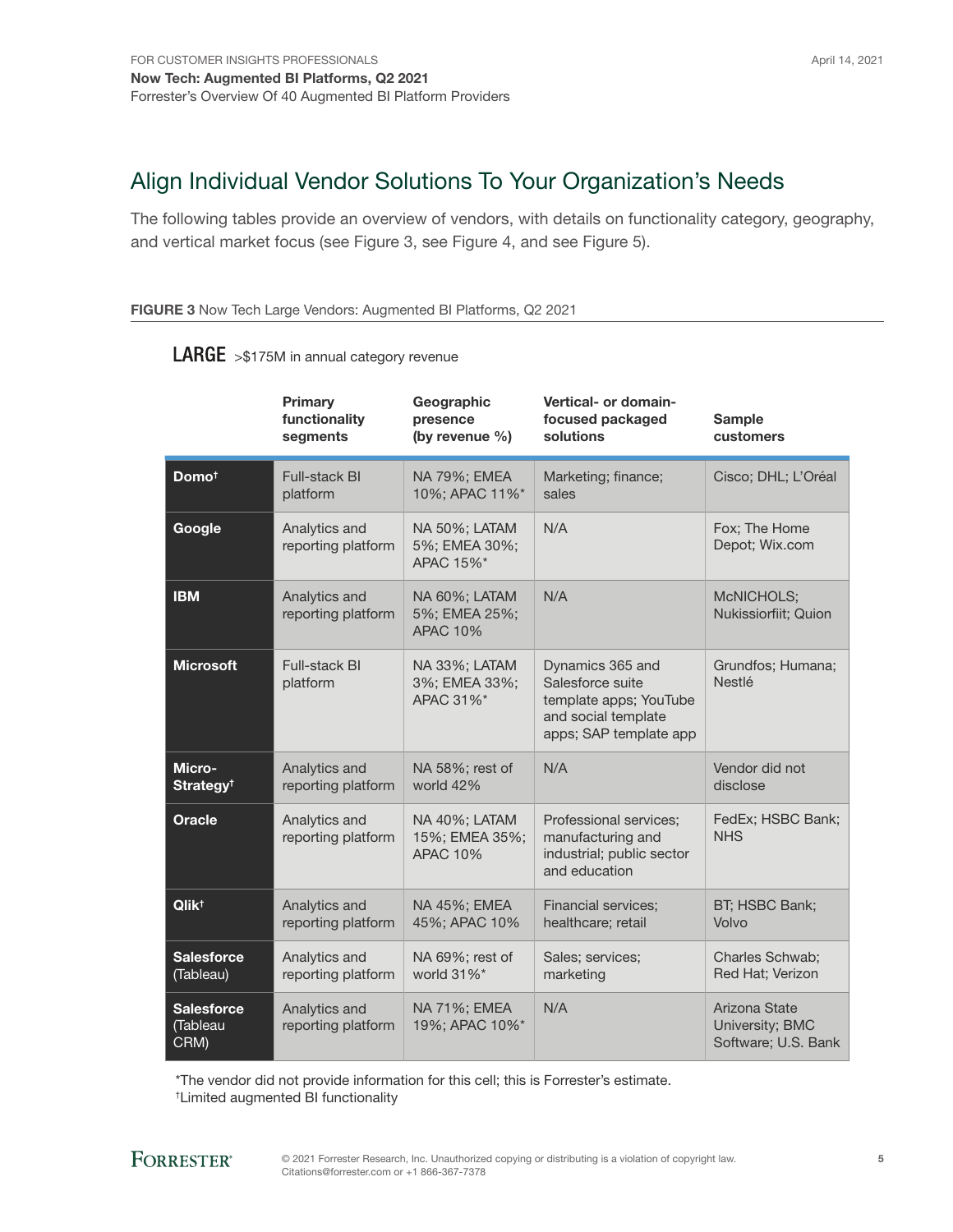## Align Individual Vendor Solutions To Your Organization's Needs

The following tables provide an overview of vendors, with details on functionality category, geography, and vertical market focus (see Figure 3, see Figure 4, and see Figure 5).

**FIGURE 3** Now Tech Large Vendors: Augmented BI Platforms, Q2 2021

**LARGE** >$175M in annual category revenue

| | Primary functionality segments | Geographic presence (by revenue %) | Vertical- or domain-focused packaged solutions | Sample customers |
|---|---|---|---|---|
| **Domo†** | Full-stack BI platform | NA 79%; EMEA 10%; APAC 11%* | Marketing; finance; sales | Cisco; DHL; L'Oréal |
| **Google** | Analytics and reporting platform | NA 50%; LATAM 5%; EMEA 30%; APAC 15%* | N/A | Fox; The Home Depot; Wix.com |
| **IBM** | Analytics and reporting platform | NA 60%; LATAM 5%; EMEA 25%; APAC 10% | N/A | McNICHOLS; Nukissiorfiit; Quion |
| **Microsoft** | Full-stack BI platform | NA 33%; LATAM 3%; EMEA 33%; APAC 31%* | Dynamics 365 and Salesforce suite template apps; YouTube and social template apps; SAP template app | Grundfos; Humana; Nestlé |
| **MicroStrategy†** | Analytics and reporting platform | NA 58%; rest of world 42% | N/A | Vendor did not disclose |
| **Oracle** | Analytics and reporting platform | NA 40%; LATAM 15%; EMEA 35%; APAC 10% | Professional services; manufacturing and industrial; public sector and education | FedEx; HSBC Bank; NHS |
| **Qlik†** | Analytics and reporting platform | NA 45%; EMEA 45%; APAC 10% | Financial services; healthcare; retail | BT; HSBC Bank; Volvo |
| **Salesforce** (Tableau) | Analytics and reporting platform | NA 69%; rest of world 31%* | Sales; services; marketing | Charles Schwab; Red Hat; Verizon |
| **Salesforce** (Tableau CRM) | Analytics and reporting platform | NA 71%; EMEA 19%; APAC 10%* | N/A | Arizona State University; BMC Software; U.S. Bank |

*The vendor did not provide information for this cell; this is Forrester's estimate.
†Limited augmented BI functionality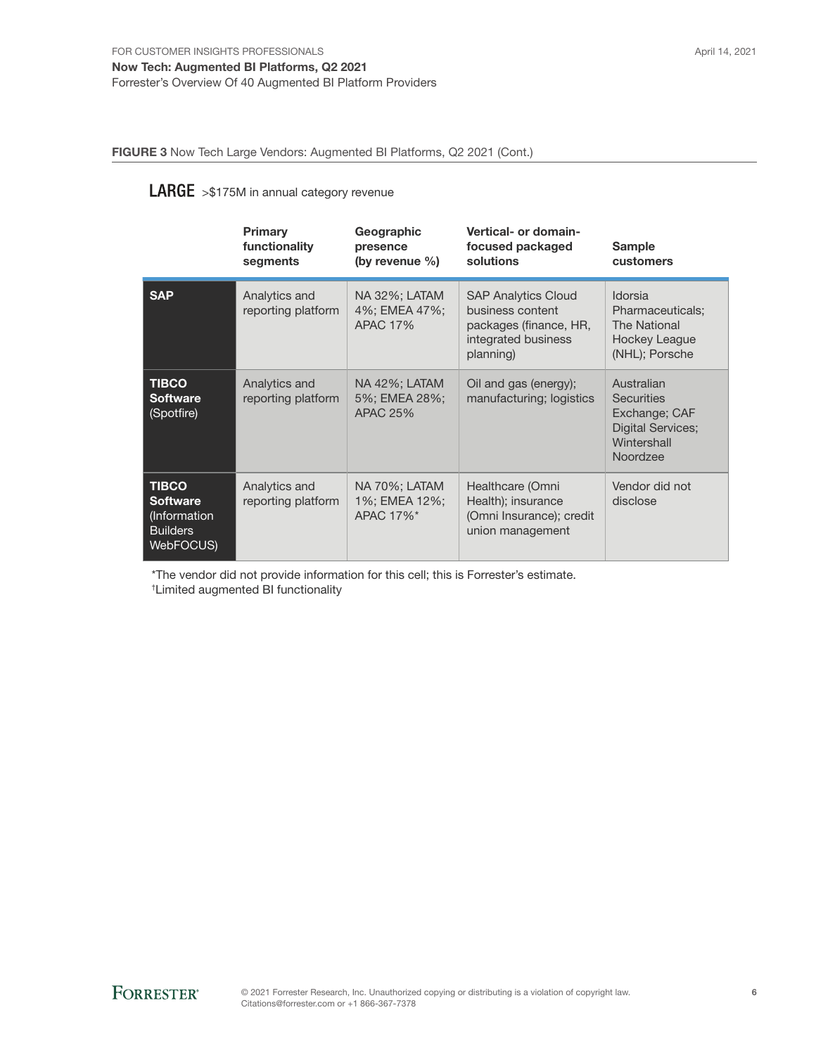**FIGURE 3** Now Tech Large Vendors: Augmented BI Platforms, Q2 2021 (Cont.)

## LARGE >$175M in annual category revenue

| | Primary functionality segments | Geographic presence (by revenue %) | Vertical- or domain-focused packaged solutions | Sample customers |
|---|---|---|---|---|
| **SAP** | Analytics and reporting platform | NA 32%; LATAM 4%; EMEA 47%; APAC 17% | SAP Analytics Cloud business content packages (finance, HR, integrated business planning) | Idorsia Pharmaceuticals; The National Hockey League (NHL); Porsche |
| **TIBCO Software** (Spotfire) | Analytics and reporting platform | NA 42%; LATAM 5%; EMEA 28%; APAC 25% | Oil and gas (energy); manufacturing; logistics | Australian Securities Exchange; CAF Digital Services; Wintershall Noordzee |
| **TIBCO Software** (Information Builders WebFOCUS) | Analytics and reporting platform | NA 70%; LATAM 1%; EMEA 12%; APAC 17%* | Healthcare (Omni Health); insurance (Omni Insurance); credit union management | Vendor did not disclose |

*The vendor did not provide information for this cell; this is Forrester's estimate.

†Limited augmented BI functionality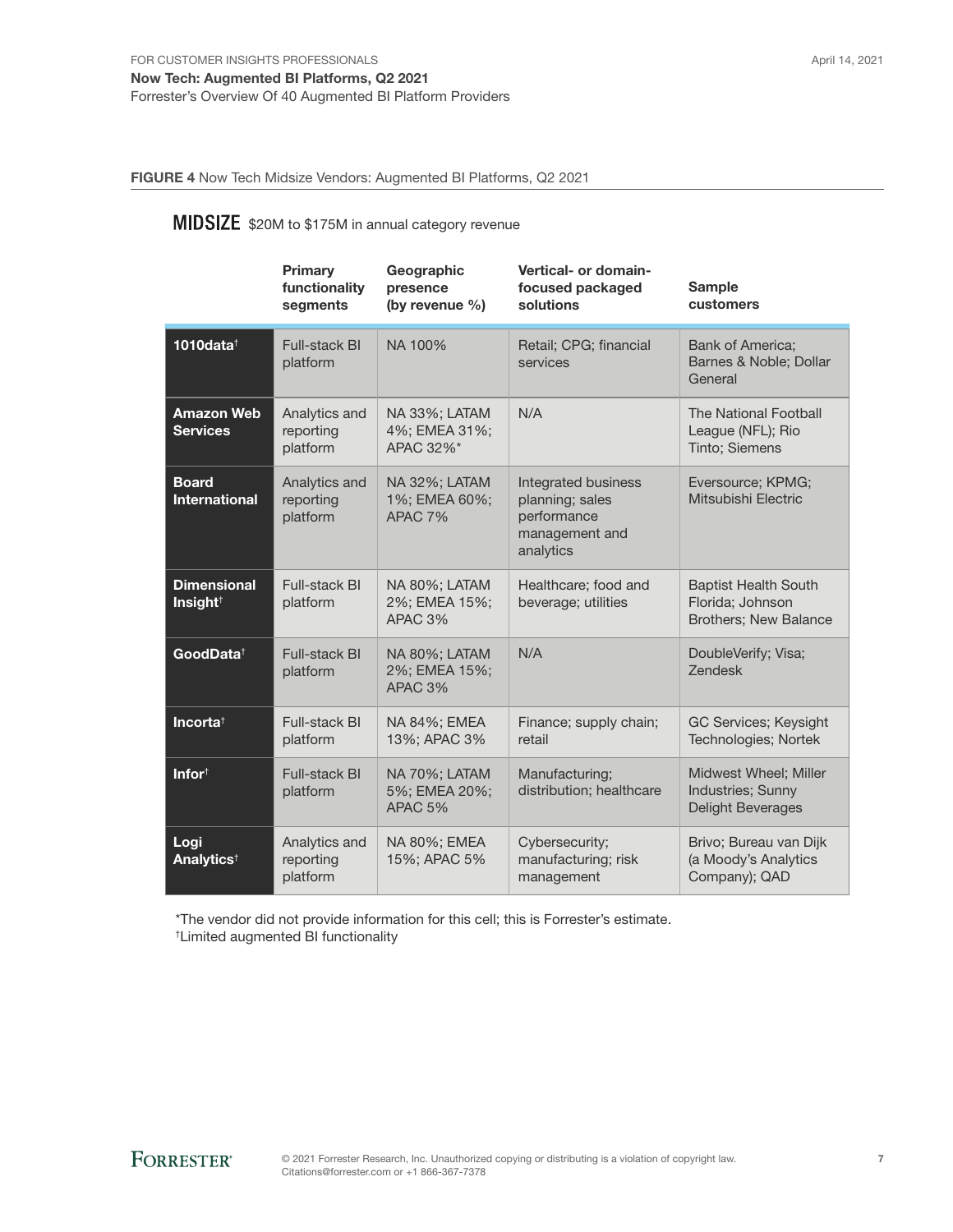**FIGURE 4** Now Tech Midsize Vendors: Augmented BI Platforms, Q2 2021

**MIDSIZE** $20M to $175M in annual category revenue

| | Primary functionality segments | Geographic presence (by revenue %) | Vertical- or domain-focused packaged solutions | Sample customers |
|---|---|---|---|---|
| **1010data**† | Full-stack BI platform | NA 100% | Retail; CPG; financial services | Bank of America; Barnes & Noble; Dollar General |
| **Amazon Web Services** | Analytics and reporting platform | NA 33%; LATAM 4%; EMEA 31%; APAC 32%* | N/A | The National Football League (NFL); Rio Tinto; Siemens |
| **Board International** | Analytics and reporting platform | NA 32%; LATAM 1%; EMEA 60%; APAC 7% | Integrated business planning; sales performance management and analytics | Eversource; KPMG; Mitsubishi Electric |
| **Dimensional Insight**† | Full-stack BI platform | NA 80%; LATAM 2%; EMEA 15%; APAC 3% | Healthcare; food and beverage; utilities | Baptist Health South Florida; Johnson Brothers; New Balance |
| **GoodData**† | Full-stack BI platform | NA 80%; LATAM 2%; EMEA 15%; APAC 3% | N/A | DoubleVerify; Visa; Zendesk |
| **Incorta**† | Full-stack BI platform | NA 84%; EMEA 13%; APAC 3% | Finance; supply chain; retail | GC Services; Keysight Technologies; Nortek |
| **Infor**† | Full-stack BI platform | NA 70%; LATAM 5%; EMEA 20%; APAC 5% | Manufacturing; distribution; healthcare | Midwest Wheel; Miller Industries; Sunny Delight Beverages |
| **Logi Analytics**† | Analytics and reporting platform | NA 80%; EMEA 15%; APAC 5% | Cybersecurity; manufacturing; risk management | Brivo; Bureau van Dijk (a Moody's Analytics Company); QAD |

*The vendor did not provide information for this cell; this is Forrester's estimate.
†Limited augmented BI functionality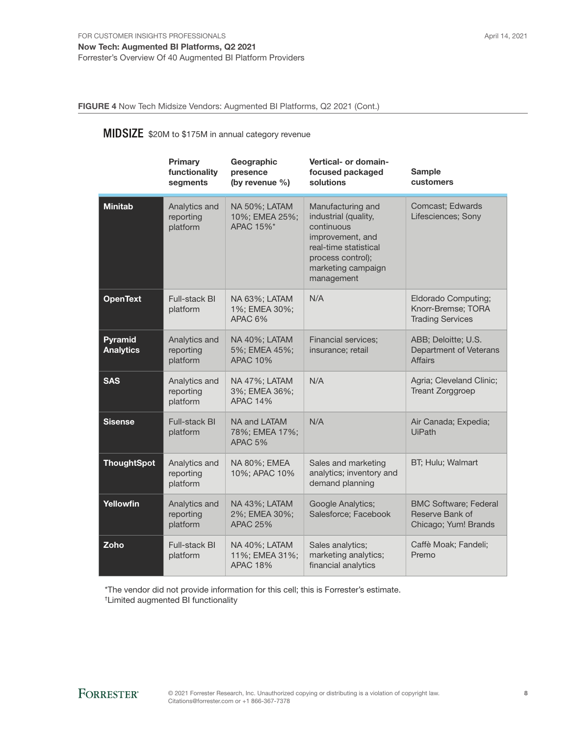**FIGURE 4** Now Tech Midsize Vendors: Augmented BI Platforms, Q2 2021 (Cont.)

## MIDSIZE $20M to $175M in annual category revenue

| | Primary functionality segments | Geographic presence (by revenue %) | Vertical- or domain-focused packaged solutions | Sample customers |
|---|---|---|---|---|
| **Minitab** | Analytics and reporting platform | NA 50%; LATAM 10%; EMEA 25%; APAC 15%* | Manufacturing and industrial (quality, continuous improvement, and real-time statistical process control); marketing campaign management | Comcast; Edwards Lifesciences; Sony |
| **OpenText** | Full-stack BI platform | NA 63%; LATAM 1%; EMEA 30%; APAC 6% | N/A | Eldorado Computing; Knorr-Bremse; TORA Trading Services |
| **Pyramid Analytics** | Analytics and reporting platform | NA 40%; LATAM 5%; EMEA 45%; APAC 10% | Financial services; insurance; retail | ABB; Deloitte; U.S. Department of Veterans Affairs |
| **SAS** | Analytics and reporting platform | NA 47%; LATAM 3%; EMEA 36%; APAC 14% | N/A | Agria; Cleveland Clinic; Treant Zorggroep |
| **Sisense** | Full-stack BI platform | NA and LATAM 78%; EMEA 17%; APAC 5% | N/A | Air Canada; Expedia; UiPath |
| **ThoughtSpot** | Analytics and reporting platform | NA 80%; EMEA 10%; APAC 10% | Sales and marketing analytics; inventory and demand planning | BT; Hulu; Walmart |
| **Yellowfin** | Analytics and reporting platform | NA 43%; LATAM 2%; EMEA 30%; APAC 25% | Google Analytics; Salesforce; Facebook | BMC Software; Federal Reserve Bank of Chicago; Yum! Brands |
| **Zoho** | Full-stack BI platform | NA 40%; LATAM 11%; EMEA 31%; APAC 18% | Sales analytics; marketing analytics; financial analytics | Caffè Moak; Fandeli; Premo |

*The vendor did not provide information for this cell; this is Forrester's estimate.
†Limited augmented BI functionality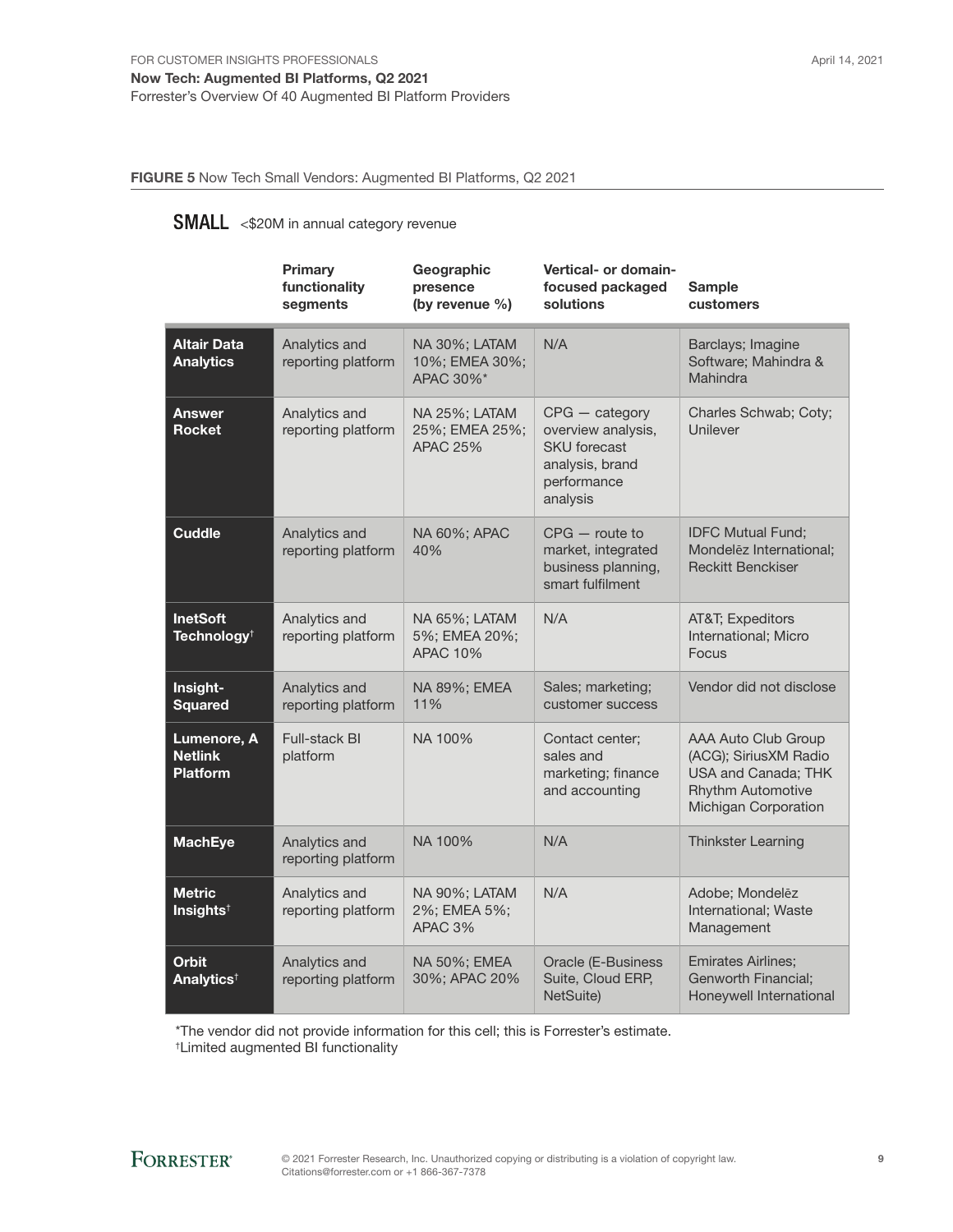**FIGURE 5** Now Tech Small Vendors: Augmented BI Platforms, Q2 2021

**SMALL** <$20M in annual category revenue

| | Primary functionality segments | Geographic presence (by revenue %) | Vertical- or domain-focused packaged solutions | Sample customers |
|---|---|---|---|---|
| **Altair Data Analytics** | Analytics and reporting platform | NA 30%; LATAM 10%; EMEA 30%; APAC 30%* | N/A | Barclays; Imagine Software; Mahindra & Mahindra |
| **Answer Rocket** | Analytics and reporting platform | NA 25%; LATAM 25%; EMEA 25%; APAC 25% | CPG — category overview analysis, SKU forecast analysis, brand performance analysis | Charles Schwab; Coty; Unilever |
| **Cuddle** | Analytics and reporting platform | NA 60%; APAC 40% | CPG — route to market, integrated business planning, smart fulfilment | IDFC Mutual Fund; Mondelēz International; Reckitt Benckiser |
| **InetSoft Technology†** | Analytics and reporting platform | NA 65%; LATAM 5%; EMEA 20%; APAC 10% | N/A | AT&T; Expeditors International; Micro Focus |
| **Insight-Squared** | Analytics and reporting platform | NA 89%; EMEA 11% | Sales; marketing; customer success | Vendor did not disclose |
| **Lumenore, A Netlink Platform** | Full-stack BI platform | NA 100% | Contact center; sales and marketing; finance and accounting | AAA Auto Club Group (ACG); SiriusXM Radio USA and Canada; THK Rhythm Automotive Michigan Corporation |
| **MachEye** | Analytics and reporting platform | NA 100% | N/A | Thinkster Learning |
| **Metric Insights†** | Analytics and reporting platform | NA 90%; LATAM 2%; EMEA 5%; APAC 3% | N/A | Adobe; Mondelēz International; Waste Management |
| **Orbit Analytics†** | Analytics and reporting platform | NA 50%; EMEA 30%; APAC 20% | Oracle (E-Business Suite, Cloud ERP, NetSuite) | Emirates Airlines; Genworth Financial; Honeywell International |

*The vendor did not provide information for this cell; this is Forrester's estimate.
†Limited augmented BI functionality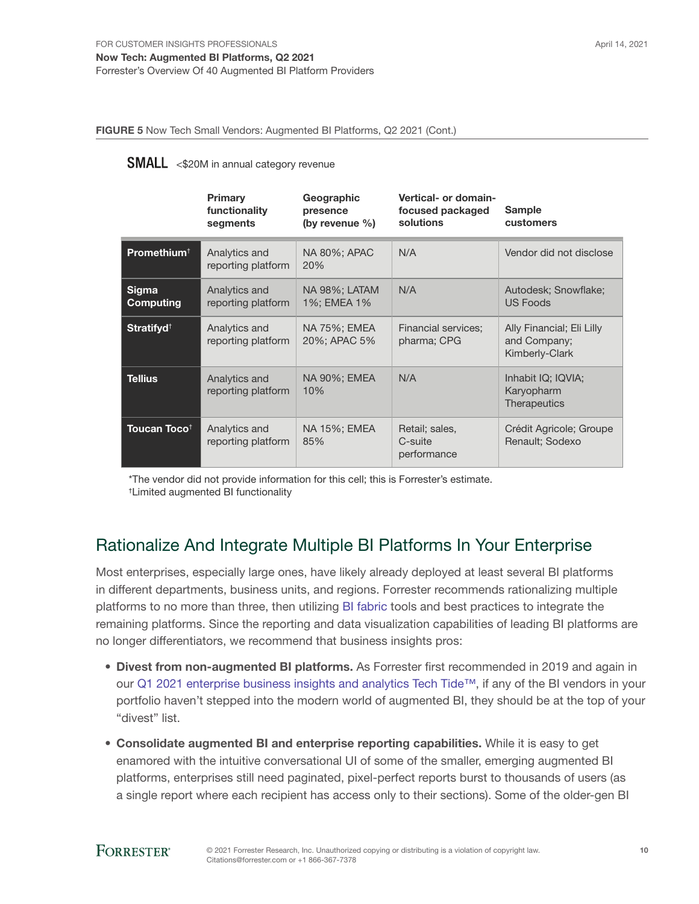**FIGURE 5** Now Tech Small Vendors: Augmented BI Platforms, Q2 2021 (Cont.)

**SMALL** <$20M in annual category revenue

| | Primary functionality segments | Geographic presence (by revenue %) | Vertical- or domain-focused packaged solutions | Sample customers |
|---|---|---|---|---|
| **Promethium†** | Analytics and reporting platform | NA 80%; APAC 20% | N/A | Vendor did not disclose |
| **Sigma Computing** | Analytics and reporting platform | NA 98%; LATAM 1%; EMEA 1% | N/A | Autodesk; Snowflake; US Foods |
| **Stratifyd†** | Analytics and reporting platform | NA 75%; EMEA 20%; APAC 5% | Financial services; pharma; CPG | Ally Financial; Eli Lilly and Company; Kimberly-Clark |
| **Tellius** | Analytics and reporting platform | NA 90%; EMEA 10% | N/A | Inhabit IQ; IQVIA; Karyopharm Therapeutics |
| **Toucan Toco†** | Analytics and reporting platform | NA 15%; EMEA 85% | Retail; sales, C-suite performance | Crédit Agricole; Groupe Renault; Sodexo |

*The vendor did not provide information for this cell; this is Forrester's estimate.
†Limited augmented BI functionality

## Rationalize And Integrate Multiple BI Platforms In Your Enterprise

Most enterprises, especially large ones, have likely already deployed at least several BI platforms in different departments, business units, and regions. Forrester recommends rationalizing multiple platforms to no more than three, then utilizing BI fabric tools and best practices to integrate the remaining platforms. Since the reporting and data visualization capabilities of leading BI platforms are no longer differentiators, we recommend that business insights pros:

- **Divest from non-augmented BI platforms.** As Forrester first recommended in 2019 and again in our Q1 2021 enterprise business insights and analytics Tech Tide™, if any of the BI vendors in your portfolio haven't stepped into the modern world of augmented BI, they should be at the top of your "divest" list.
- **Consolidate augmented BI and enterprise reporting capabilities.** While it is easy to get enamored with the intuitive conversational UI of some of the smaller, emerging augmented BI platforms, enterprises still need paginated, pixel-perfect reports burst to thousands of users (as a single report where each recipient has access only to their sections). Some of the older-gen BI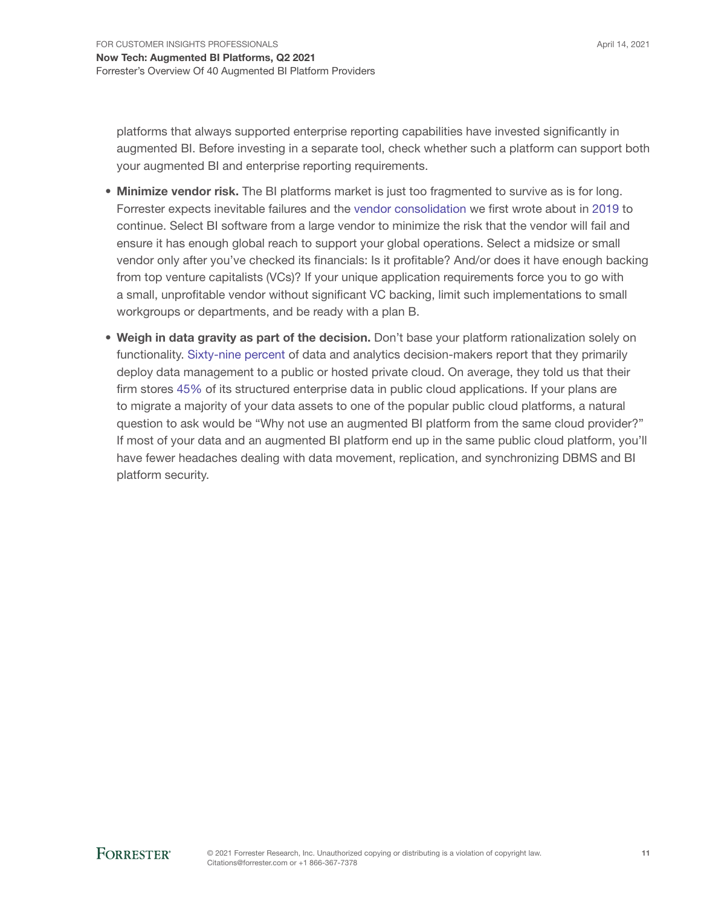platforms that always supported enterprise reporting capabilities have invested significantly in augmented BI. Before investing in a separate tool, check whether such a platform can support both your augmented BI and enterprise reporting requirements.

- **Minimize vendor risk.** The BI platforms market is just too fragmented to survive as is for long. Forrester expects inevitable failures and the vendor consolidation we first wrote about in 2019 to continue. Select BI software from a large vendor to minimize the risk that the vendor will fail and ensure it has enough global reach to support your global operations. Select a midsize or small vendor only after you've checked its financials: Is it profitable? And/or does it have enough backing from top venture capitalists (VCs)? If your unique application requirements force you to go with a small, unprofitable vendor without significant VC backing, limit such implementations to small workgroups or departments, and be ready with a plan B.

- **Weigh in data gravity as part of the decision.** Don't base your platform rationalization solely on functionality. Sixty-nine percent of data and analytics decision-makers report that they primarily deploy data management to a public or hosted private cloud. On average, they told us that their firm stores 45% of its structured enterprise data in public cloud applications. If your plans are to migrate a majority of your data assets to one of the popular public cloud platforms, a natural question to ask would be "Why not use an augmented BI platform from the same cloud provider?" If most of your data and an augmented BI platform end up in the same public cloud platform, you'll have fewer headaches dealing with data movement, replication, and synchronizing DBMS and BI platform security.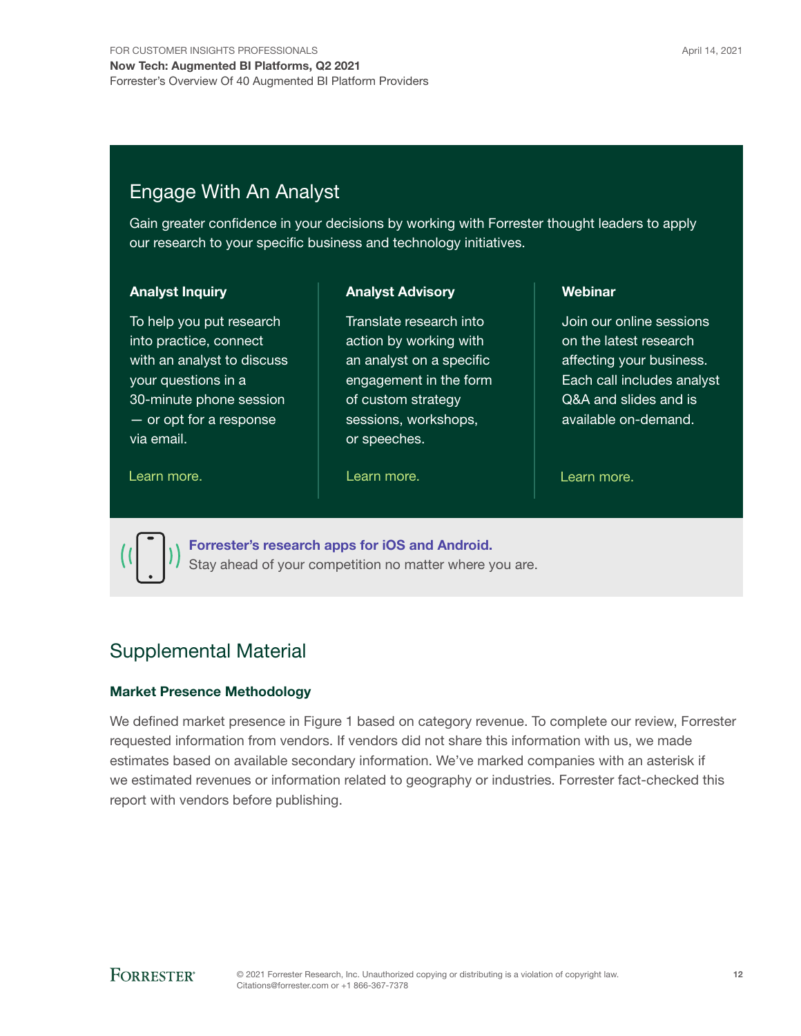## Engage With An Analyst

Gain greater confidence in your decisions by working with Forrester thought leaders to apply our research to your specific business and technology initiatives.

### Analyst Inquiry

To help you put research into practice, connect with an analyst to discuss your questions in a 30-minute phone session — or opt for a response via email.

Learn more.

### Analyst Advisory

Translate research into action by working with an analyst on a specific engagement in the form of custom strategy sessions, workshops, or speeches.

Learn more.

### Webinar

Join our online sessions on the latest research affecting your business. Each call includes analyst Q&A and slides and is available on-demand.

Learn more.

**Forrester's research apps for iOS and Android.**
Stay ahead of your competition no matter where you are.

## Supplemental Material

### Market Presence Methodology

We defined market presence in Figure 1 based on category revenue. To complete our review, Forrester requested information from vendors. If vendors did not share this information with us, we made estimates based on available secondary information. We've marked companies with an asterisk if we estimated revenues or information related to geography or industries. Forrester fact-checked this report with vendors before publishing.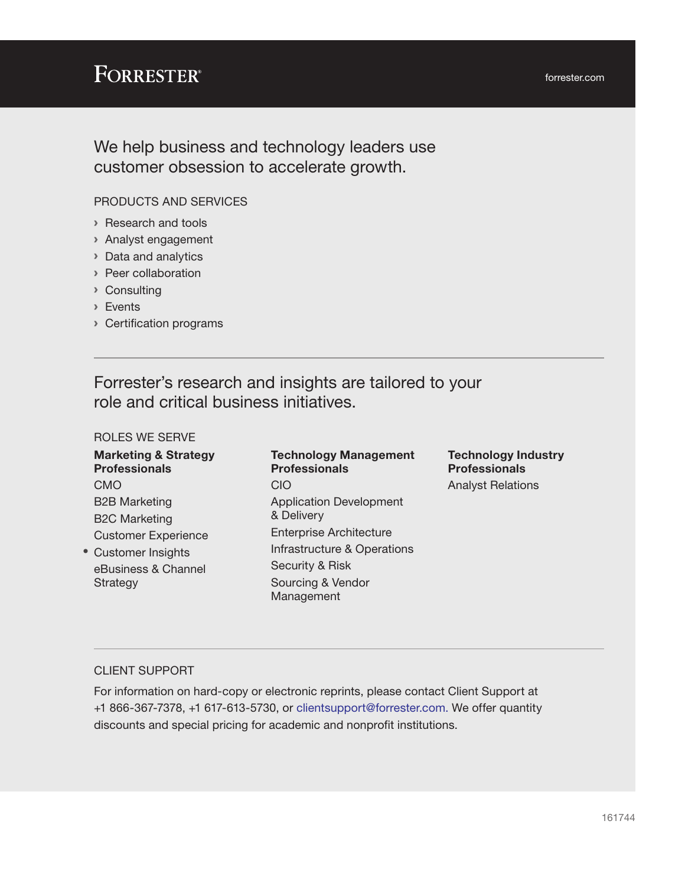# FORRESTER®

forrester.com

## We help business and technology leaders use customer obsession to accelerate growth.

PRODUCTS AND SERVICES

- Research and tools
- Analyst engagement
- Data and analytics
- Peer collaboration
- Consulting
- Events
- Certification programs

---

## Forrester's research and insights are tailored to your role and critical business initiatives.

ROLES WE SERVE

**Marketing & Strategy Professionals**
CMO
B2B Marketing
B2C Marketing
Customer Experience
• Customer Insights
eBusiness & Channel Strategy

**Technology Management Professionals**
CIO
Application Development & Delivery
Enterprise Architecture
Infrastructure & Operations
Security & Risk
Sourcing & Vendor Management

**Technology Industry Professionals**
Analyst Relations

---

CLIENT SUPPORT

For information on hard-copy or electronic reprints, please contact Client Support at +1 866-367-7378, +1 617-613-5730, or clientsupport@forrester.com. We offer quantity discounts and special pricing for academic and nonprofit institutions.

161744